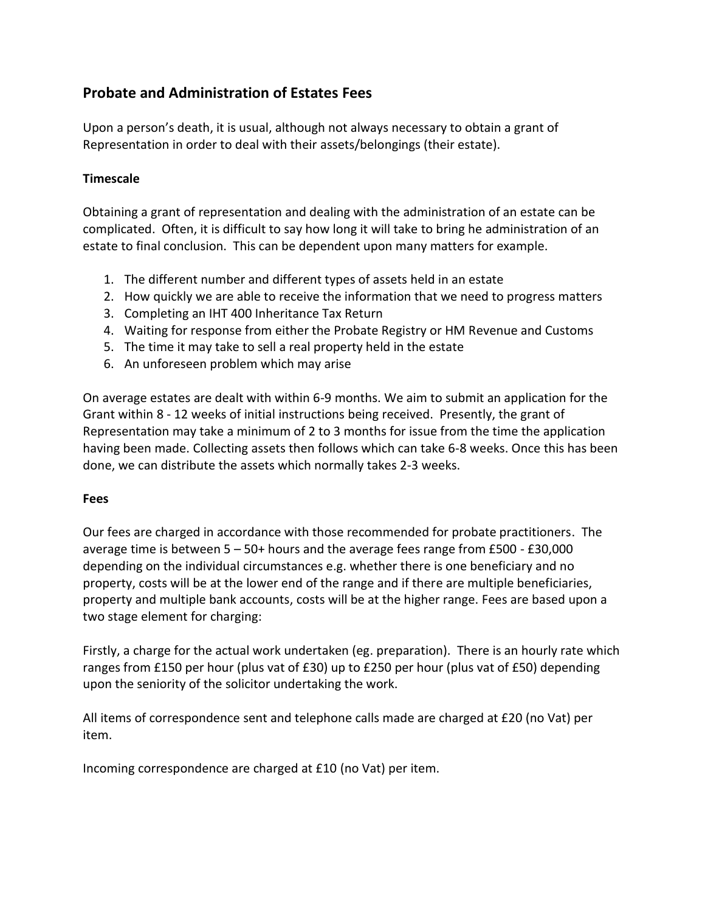## Probate and Administration of Estates Fees

Upon a person's death, it is usual, although not always necessary to obtain a grant of Representation in order to deal with their assets/belongings (their estate).

**Timescale**

Obtaining a grant of representation and dealing with the administration of an estate can be complicated. Often, it is difficult to say how long it will take to bring he administration of an estate to final conclusion. This can be dependent upon many matters for example.

1. The different number and different types of assets held in an estate
2. How quickly we are able to receive the information that we need to progress matters
3. Completing an IHT 400 Inheritance Tax Return
4. Waiting for response from either the Probate Registry or HM Revenue and Customs
5. The time it may take to sell a real property held in the estate
6. An unforeseen problem which may arise

On average estates are dealt with within 6-9 months. We aim to submit an application for the Grant within 8 - 12 weeks of initial instructions being received. Presently, the grant of Representation may take a minimum of 2 to 3 months for issue from the time the application having been made. Collecting assets then follows which can take 6-8 weeks. Once this has been done, we can distribute the assets which normally takes 2-3 weeks.

**Fees**

Our fees are charged in accordance with those recommended for probate practitioners. The average time is between 5 – 50+ hours and the average fees range from £500 - £30,000 depending on the individual circumstances e.g. whether there is one beneficiary and no property, costs will be at the lower end of the range and if there are multiple beneficiaries, property and multiple bank accounts, costs will be at the higher range. Fees are based upon a two stage element for charging:

Firstly, a charge for the actual work undertaken (eg. preparation). There is an hourly rate which ranges from £150 per hour (plus vat of £30) up to £250 per hour (plus vat of £50) depending upon the seniority of the solicitor undertaking the work.

All items of correspondence sent and telephone calls made are charged at £20 (no Vat) per item.

Incoming correspondence are charged at £10 (no Vat) per item.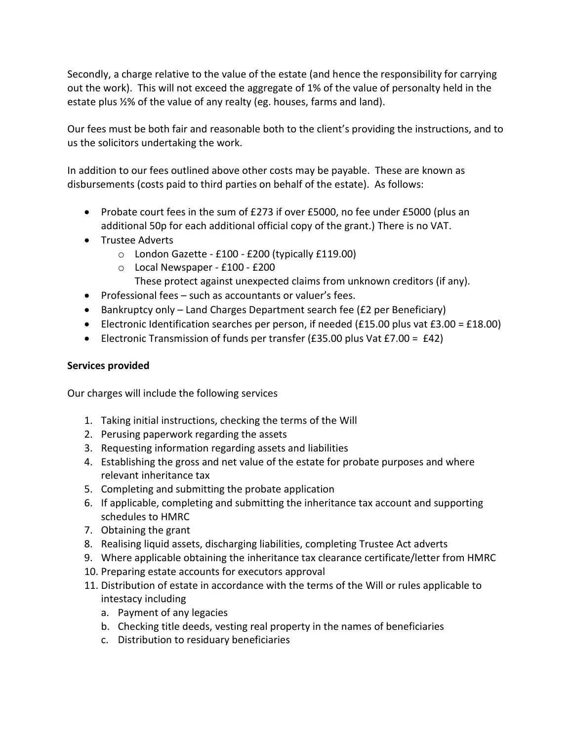Secondly, a charge relative to the value of the estate (and hence the responsibility for carrying out the work). This will not exceed the aggregate of 1% of the value of personalty held in the estate plus ½% of the value of any realty (eg. houses, farms and land).

Our fees must be both fair and reasonable both to the client's providing the instructions, and to us the solicitors undertaking the work.

In addition to our fees outlined above other costs may be payable. These are known as disbursements (costs paid to third parties on behalf of the estate). As follows:

- Probate court fees in the sum of £273 if over £5000, no fee under £5000 (plus an additional 50p for each additional official copy of the grant.) There is no VAT.
- Trustee Adverts
    - London Gazette - £100 - £200 (typically £119.00)
    - Local Newspaper - £100 - £200
    These protect against unexpected claims from unknown creditors (if any).
- Professional fees – such as accountants or valuer's fees.
- Bankruptcy only – Land Charges Department search fee (£2 per Beneficiary)
- Electronic Identification searches per person, if needed (£15.00 plus vat £3.00 = £18.00)
- Electronic Transmission of funds per transfer (£35.00 plus Vat £7.00 = £42)

**Services provided**

Our charges will include the following services

1. Taking initial instructions, checking the terms of the Will
2. Perusing paperwork regarding the assets
3. Requesting information regarding assets and liabilities
4. Establishing the gross and net value of the estate for probate purposes and where relevant inheritance tax
5. Completing and submitting the probate application
6. If applicable, completing and submitting the inheritance tax account and supporting schedules to HMRC
7. Obtaining the grant
8. Realising liquid assets, discharging liabilities, completing Trustee Act adverts
9. Where applicable obtaining the inheritance tax clearance certificate/letter from HMRC
10. Preparing estate accounts for executors approval
11. Distribution of estate in accordance with the terms of the Will or rules applicable to intestacy including
    a. Payment of any legacies
    b. Checking title deeds, vesting real property in the names of beneficiaries
    c. Distribution to residuary beneficiaries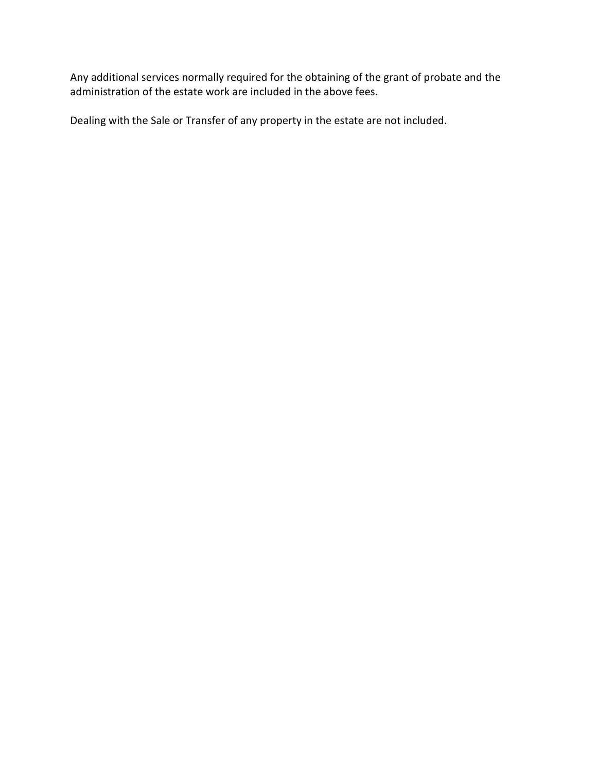Any additional services normally required for the obtaining of the grant of probate and the administration of the estate work are included in the above fees.

Dealing with the Sale or Transfer of any property in the estate are not included.